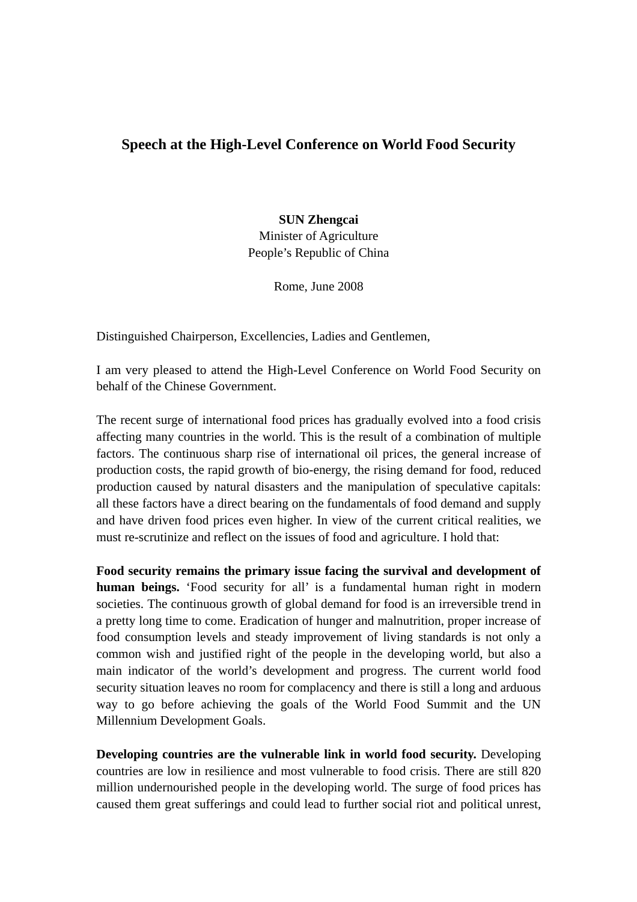# Speech at the High-Level Conference on World Food Security

**SUN Zhengcai**
Minister of Agriculture
People's Republic of China

Rome, June 2008

Distinguished Chairperson, Excellencies, Ladies and Gentlemen,

I am very pleased to attend the High-Level Conference on World Food Security on behalf of the Chinese Government.

The recent surge of international food prices has gradually evolved into a food crisis affecting many countries in the world. This is the result of a combination of multiple factors. The continuous sharp rise of international oil prices, the general increase of production costs, the rapid growth of bio-energy, the rising demand for food, reduced production caused by natural disasters and the manipulation of speculative capitals: all these factors have a direct bearing on the fundamentals of food demand and supply and have driven food prices even higher. In view of the current critical realities, we must re-scrutinize and reflect on the issues of food and agriculture. I hold that:

**Food security remains the primary issue facing the survival and development of human beings.** 'Food security for all' is a fundamental human right in modern societies. The continuous growth of global demand for food is an irreversible trend in a pretty long time to come. Eradication of hunger and malnutrition, proper increase of food consumption levels and steady improvement of living standards is not only a common wish and justified right of the people in the developing world, but also a main indicator of the world's development and progress. The current world food security situation leaves no room for complacency and there is still a long and arduous way to go before achieving the goals of the World Food Summit and the UN Millennium Development Goals.

**Developing countries are the vulnerable link in world food security.** Developing countries are low in resilience and most vulnerable to food crisis. There are still 820 million undernourished people in the developing world. The surge of food prices has caused them great sufferings and could lead to further social riot and political unrest,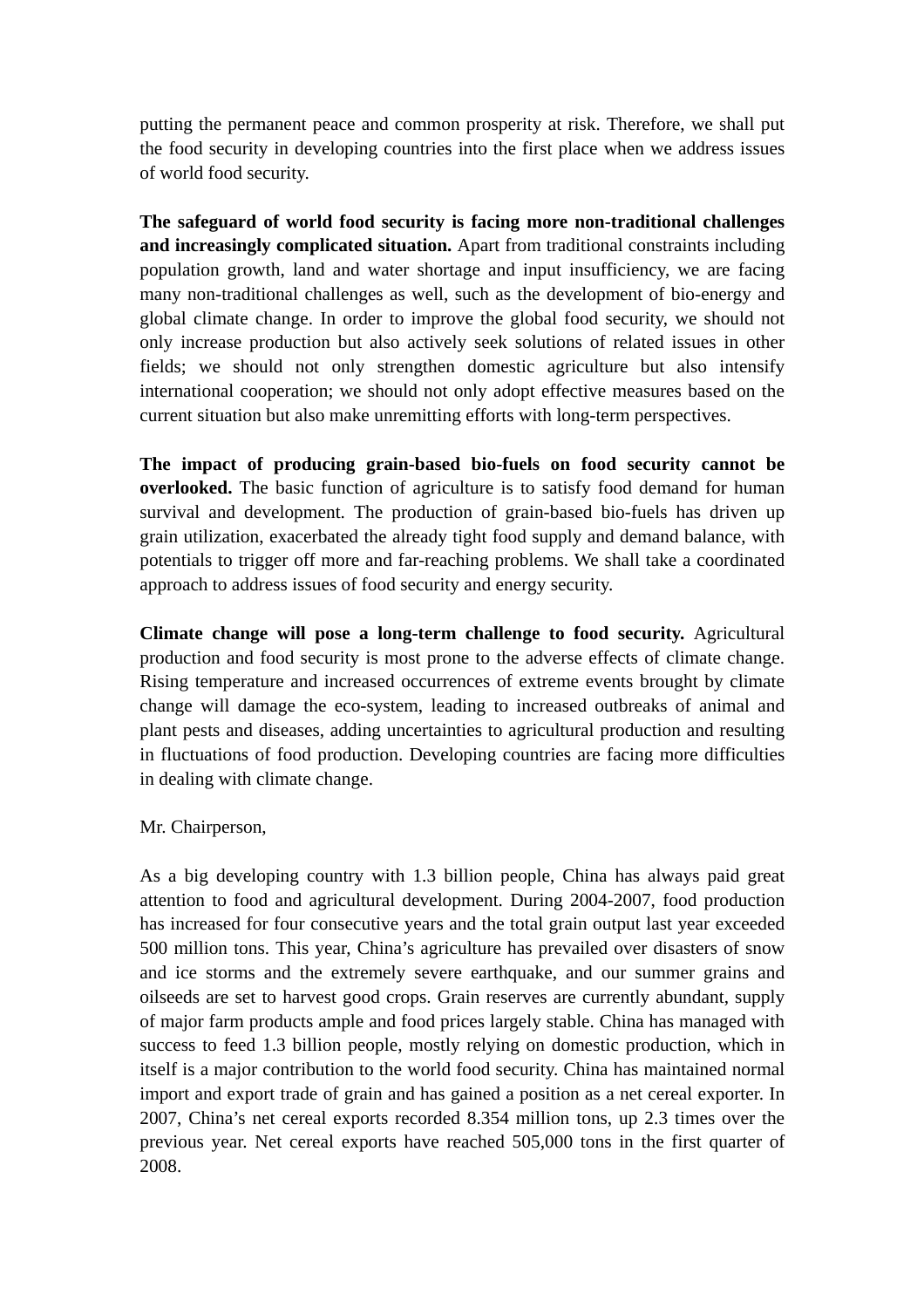putting the permanent peace and common prosperity at risk. Therefore, we shall put the food security in developing countries into the first place when we address issues of world food security.

**The safeguard of world food security is facing more non-traditional challenges and increasingly complicated situation.** Apart from traditional constraints including population growth, land and water shortage and input insufficiency, we are facing many non-traditional challenges as well, such as the development of bio-energy and global climate change. In order to improve the global food security, we should not only increase production but also actively seek solutions of related issues in other fields; we should not only strengthen domestic agriculture but also intensify international cooperation; we should not only adopt effective measures based on the current situation but also make unremitting efforts with long-term perspectives.

**The impact of producing grain-based bio-fuels on food security cannot be overlooked.** The basic function of agriculture is to satisfy food demand for human survival and development. The production of grain-based bio-fuels has driven up grain utilization, exacerbated the already tight food supply and demand balance, with potentials to trigger off more and far-reaching problems. We shall take a coordinated approach to address issues of food security and energy security.

**Climate change will pose a long-term challenge to food security.** Agricultural production and food security is most prone to the adverse effects of climate change. Rising temperature and increased occurrences of extreme events brought by climate change will damage the eco-system, leading to increased outbreaks of animal and plant pests and diseases, adding uncertainties to agricultural production and resulting in fluctuations of food production. Developing countries are facing more difficulties in dealing with climate change.

Mr. Chairperson,

As a big developing country with 1.3 billion people, China has always paid great attention to food and agricultural development. During 2004-2007, food production has increased for four consecutive years and the total grain output last year exceeded 500 million tons. This year, China's agriculture has prevailed over disasters of snow and ice storms and the extremely severe earthquake, and our summer grains and oilseeds are set to harvest good crops. Grain reserves are currently abundant, supply of major farm products ample and food prices largely stable. China has managed with success to feed 1.3 billion people, mostly relying on domestic production, which in itself is a major contribution to the world food security. China has maintained normal import and export trade of grain and has gained a position as a net cereal exporter. In 2007, China's net cereal exports recorded 8.354 million tons, up 2.3 times over the previous year. Net cereal exports have reached 505,000 tons in the first quarter of 2008.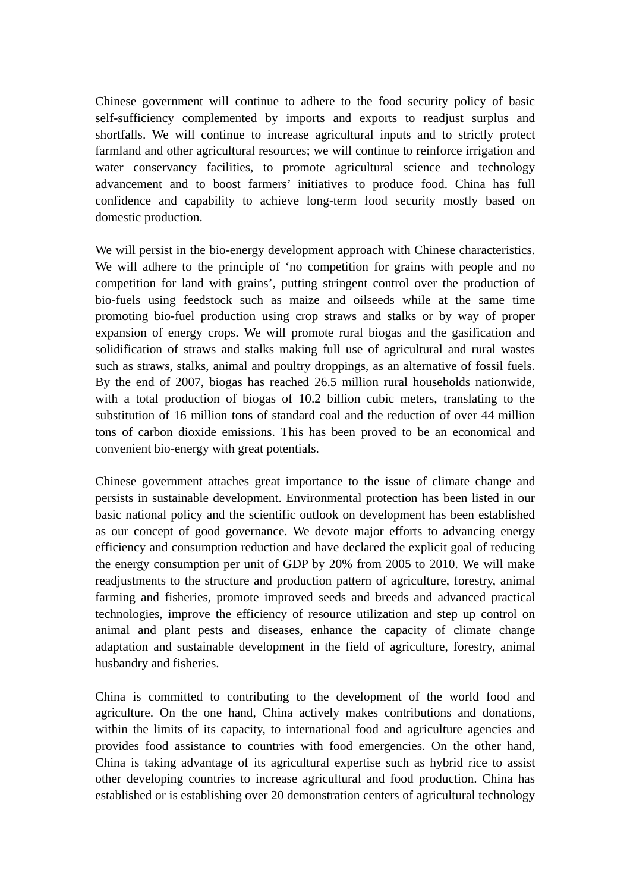Chinese government will continue to adhere to the food security policy of basic self-sufficiency complemented by imports and exports to readjust surplus and shortfalls. We will continue to increase agricultural inputs and to strictly protect farmland and other agricultural resources; we will continue to reinforce irrigation and water conservancy facilities, to promote agricultural science and technology advancement and to boost farmers' initiatives to produce food. China has full confidence and capability to achieve long-term food security mostly based on domestic production.

We will persist in the bio-energy development approach with Chinese characteristics. We will adhere to the principle of 'no competition for grains with people and no competition for land with grains', putting stringent control over the production of bio-fuels using feedstock such as maize and oilseeds while at the same time promoting bio-fuel production using crop straws and stalks or by way of proper expansion of energy crops. We will promote rural biogas and the gasification and solidification of straws and stalks making full use of agricultural and rural wastes such as straws, stalks, animal and poultry droppings, as an alternative of fossil fuels. By the end of 2007, biogas has reached 26.5 million rural households nationwide, with a total production of biogas of 10.2 billion cubic meters, translating to the substitution of 16 million tons of standard coal and the reduction of over 44 million tons of carbon dioxide emissions. This has been proved to be an economical and convenient bio-energy with great potentials.

Chinese government attaches great importance to the issue of climate change and persists in sustainable development. Environmental protection has been listed in our basic national policy and the scientific outlook on development has been established as our concept of good governance. We devote major efforts to advancing energy efficiency and consumption reduction and have declared the explicit goal of reducing the energy consumption per unit of GDP by 20% from 2005 to 2010. We will make readjustments to the structure and production pattern of agriculture, forestry, animal farming and fisheries, promote improved seeds and breeds and advanced practical technologies, improve the efficiency of resource utilization and step up control on animal and plant pests and diseases, enhance the capacity of climate change adaptation and sustainable development in the field of agriculture, forestry, animal husbandry and fisheries.

China is committed to contributing to the development of the world food and agriculture. On the one hand, China actively makes contributions and donations, within the limits of its capacity, to international food and agriculture agencies and provides food assistance to countries with food emergencies. On the other hand, China is taking advantage of its agricultural expertise such as hybrid rice to assist other developing countries to increase agricultural and food production. China has established or is establishing over 20 demonstration centers of agricultural technology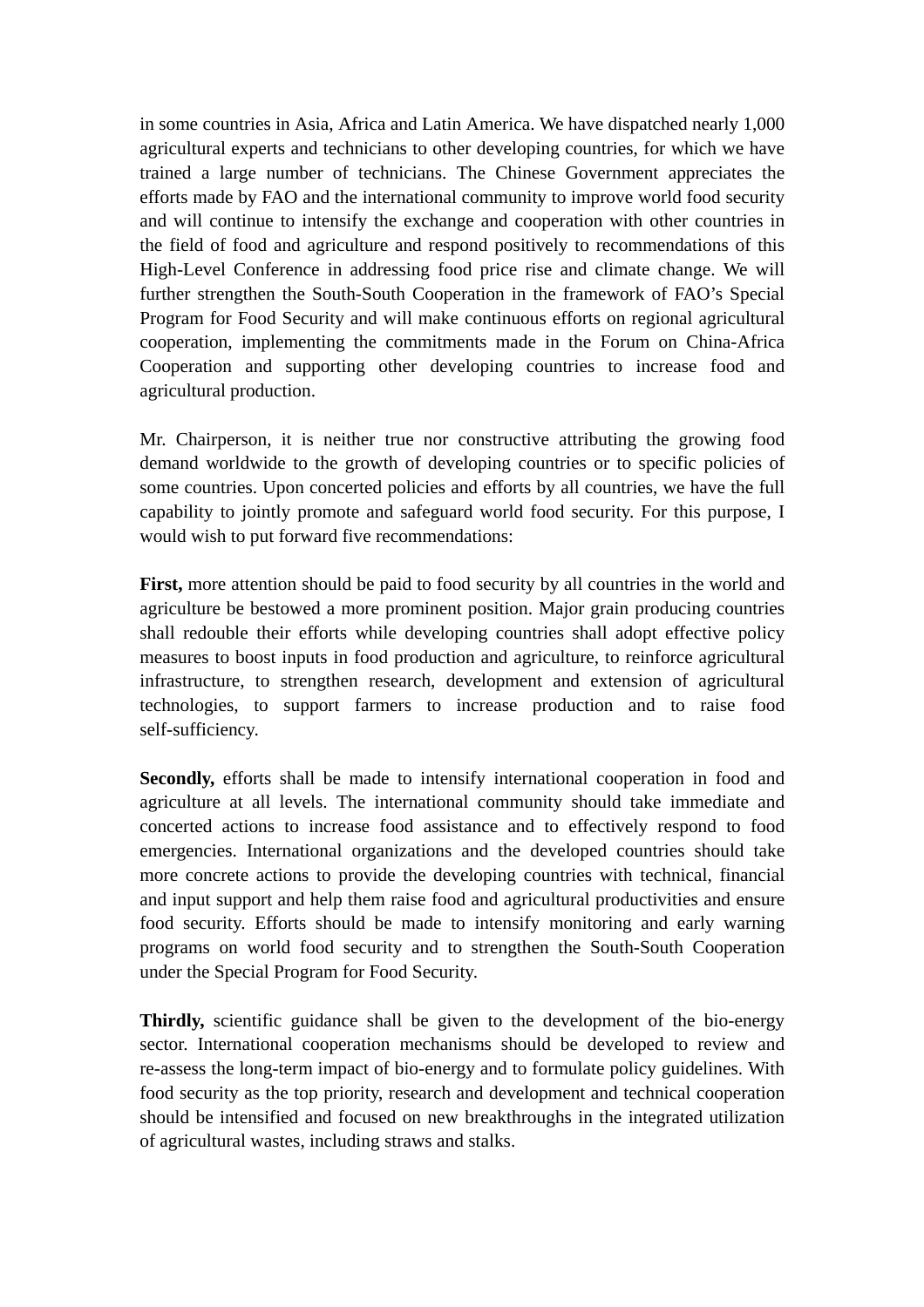in some countries in Asia, Africa and Latin America. We have dispatched nearly 1,000 agricultural experts and technicians to other developing countries, for which we have trained a large number of technicians. The Chinese Government appreciates the efforts made by FAO and the international community to improve world food security and will continue to intensify the exchange and cooperation with other countries in the field of food and agriculture and respond positively to recommendations of this High-Level Conference in addressing food price rise and climate change. We will further strengthen the South-South Cooperation in the framework of FAO's Special Program for Food Security and will make continuous efforts on regional agricultural cooperation, implementing the commitments made in the Forum on China-Africa Cooperation and supporting other developing countries to increase food and agricultural production.

Mr. Chairperson, it is neither true nor constructive attributing the growing food demand worldwide to the growth of developing countries or to specific policies of some countries. Upon concerted policies and efforts by all countries, we have the full capability to jointly promote and safeguard world food security. For this purpose, I would wish to put forward five recommendations:

**First,** more attention should be paid to food security by all countries in the world and agriculture be bestowed a more prominent position. Major grain producing countries shall redouble their efforts while developing countries shall adopt effective policy measures to boost inputs in food production and agriculture, to reinforce agricultural infrastructure, to strengthen research, development and extension of agricultural technologies, to support farmers to increase production and to raise food self-sufficiency.

**Secondly,** efforts shall be made to intensify international cooperation in food and agriculture at all levels. The international community should take immediate and concerted actions to increase food assistance and to effectively respond to food emergencies. International organizations and the developed countries should take more concrete actions to provide the developing countries with technical, financial and input support and help them raise food and agricultural productivities and ensure food security. Efforts should be made to intensify monitoring and early warning programs on world food security and to strengthen the South-South Cooperation under the Special Program for Food Security.

**Thirdly,** scientific guidance shall be given to the development of the bio-energy sector. International cooperation mechanisms should be developed to review and re-assess the long-term impact of bio-energy and to formulate policy guidelines. With food security as the top priority, research and development and technical cooperation should be intensified and focused on new breakthroughs in the integrated utilization of agricultural wastes, including straws and stalks.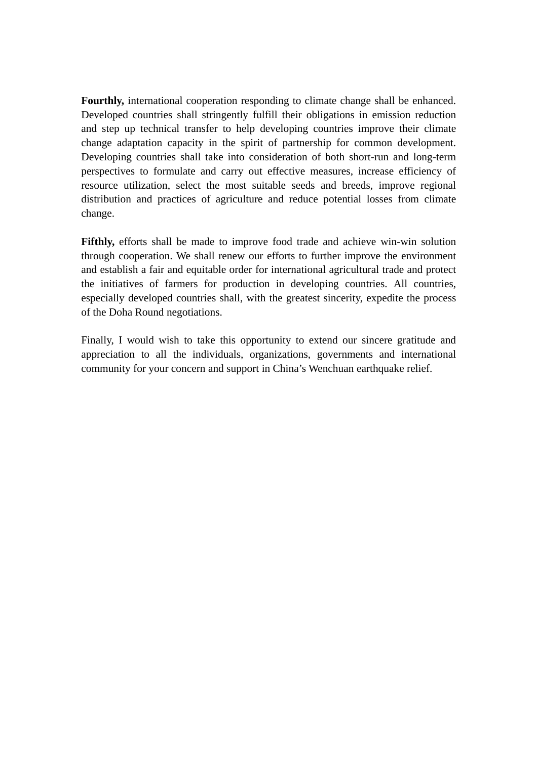**Fourthly,** international cooperation responding to climate change shall be enhanced. Developed countries shall stringently fulfill their obligations in emission reduction and step up technical transfer to help developing countries improve their climate change adaptation capacity in the spirit of partnership for common development. Developing countries shall take into consideration of both short-run and long-term perspectives to formulate and carry out effective measures, increase efficiency of resource utilization, select the most suitable seeds and breeds, improve regional distribution and practices of agriculture and reduce potential losses from climate change.

**Fifthly,** efforts shall be made to improve food trade and achieve win-win solution through cooperation. We shall renew our efforts to further improve the environment and establish a fair and equitable order for international agricultural trade and protect the initiatives of farmers for production in developing countries. All countries, especially developed countries shall, with the greatest sincerity, expedite the process of the Doha Round negotiations.

Finally, I would wish to take this opportunity to extend our sincere gratitude and appreciation to all the individuals, organizations, governments and international community for your concern and support in China's Wenchuan earthquake relief.